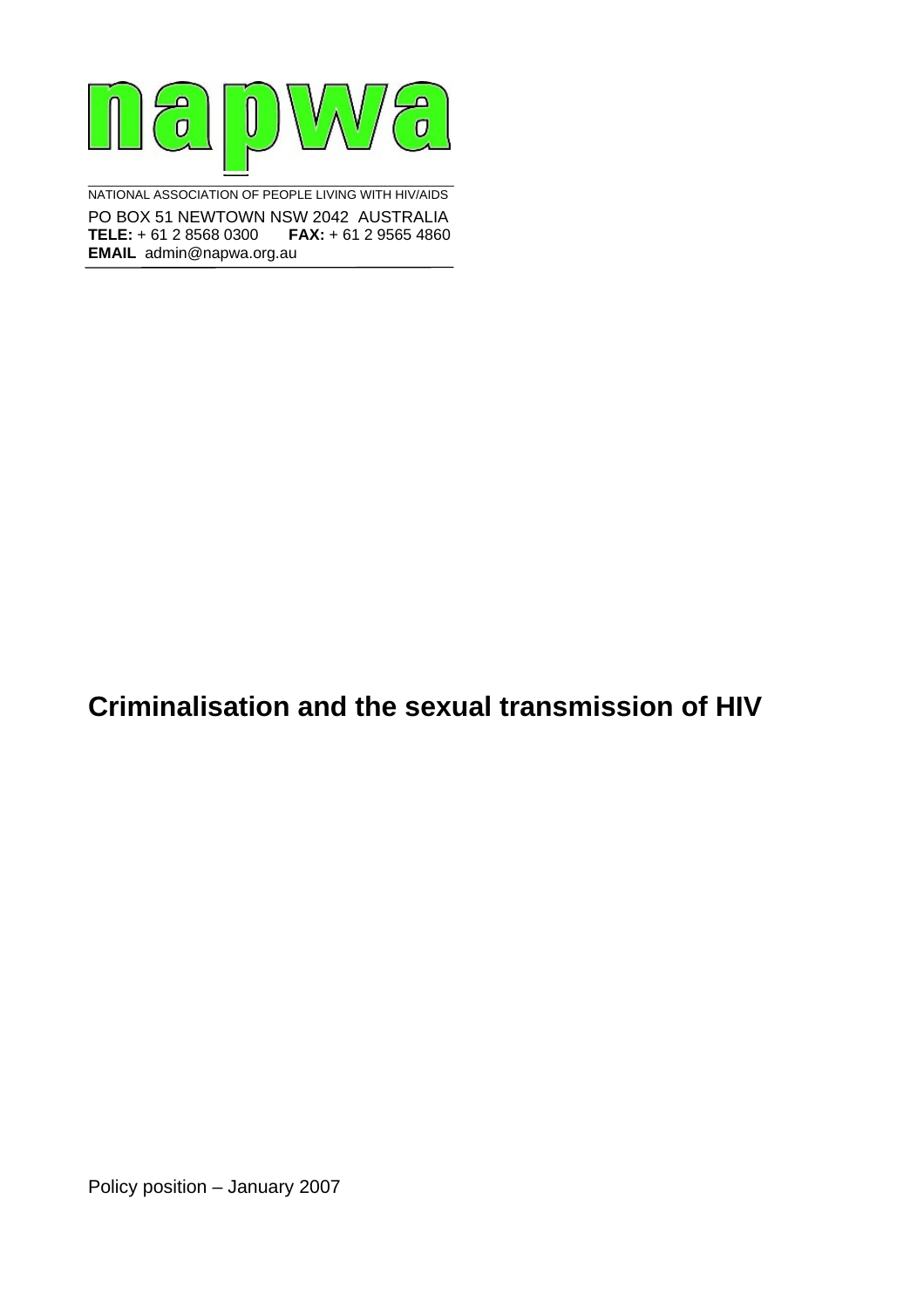napwa

NATIONAL ASSOCIATION OF PEOPLE LIVING WITH HIV/AIDS

PO BOX 51 NEWTOWN NSW 2042 AUSTRALIA
**TELE:** + 61 2 8568 0300 **FAX:** + 61 2 9565 4860
**EMAIL** admin@napwa.org.au

# Criminalisation and the sexual transmission of HIV

Policy position – January 2007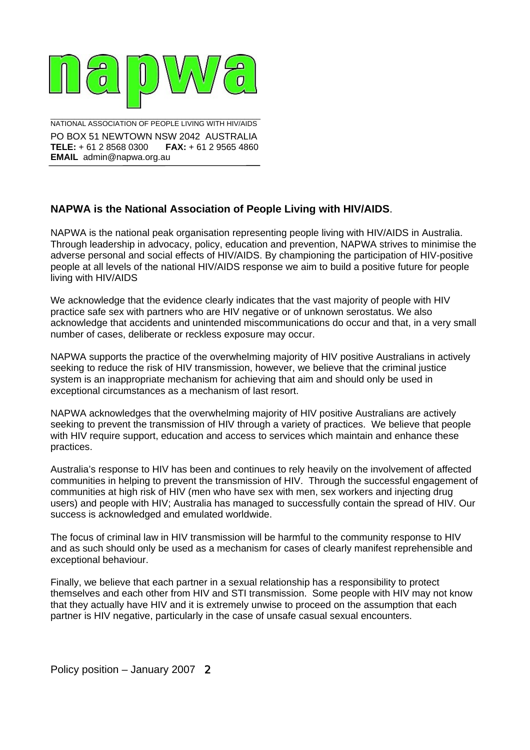# napwa

NATIONAL ASSOCIATION OF PEOPLE LIVING WITH HIV/AIDS

PO BOX 51 NEWTOWN NSW 2042 AUSTRALIA
**TELE:** + 61 2 8568 0300 **FAX:** + 61 2 9565 4860
**EMAIL** admin@napwa.org.au

**NAPWA is the National Association of People Living with HIV/AIDS**.

NAPWA is the national peak organisation representing people living with HIV/AIDS in Australia. Through leadership in advocacy, policy, education and prevention, NAPWA strives to minimise the adverse personal and social effects of HIV/AIDS. By championing the participation of HIV-positive people at all levels of the national HIV/AIDS response we aim to build a positive future for people living with HIV/AIDS

We acknowledge that the evidence clearly indicates that the vast majority of people with HIV practice safe sex with partners who are HIV negative or of unknown serostatus. We also acknowledge that accidents and unintended miscommunications do occur and that, in a very small number of cases, deliberate or reckless exposure may occur.

NAPWA supports the practice of the overwhelming majority of HIV positive Australians in actively seeking to reduce the risk of HIV transmission, however, we believe that the criminal justice system is an inappropriate mechanism for achieving that aim and should only be used in exceptional circumstances as a mechanism of last resort.

NAPWA acknowledges that the overwhelming majority of HIV positive Australians are actively seeking to prevent the transmission of HIV through a variety of practices. We believe that people with HIV require support, education and access to services which maintain and enhance these practices.

Australia's response to HIV has been and continues to rely heavily on the involvement of affected communities in helping to prevent the transmission of HIV. Through the successful engagement of communities at high risk of HIV (men who have sex with men, sex workers and injecting drug users) and people with HIV; Australia has managed to successfully contain the spread of HIV. Our success is acknowledged and emulated worldwide.

The focus of criminal law in HIV transmission will be harmful to the community response to HIV and as such should only be used as a mechanism for cases of clearly manifest reprehensible and exceptional behaviour.

Finally, we believe that each partner in a sexual relationship has a responsibility to protect themselves and each other from HIV and STI transmission. Some people with HIV may not know that they actually have HIV and it is extremely unwise to proceed on the assumption that each partner is HIV negative, particularly in the case of unsafe casual sexual encounters.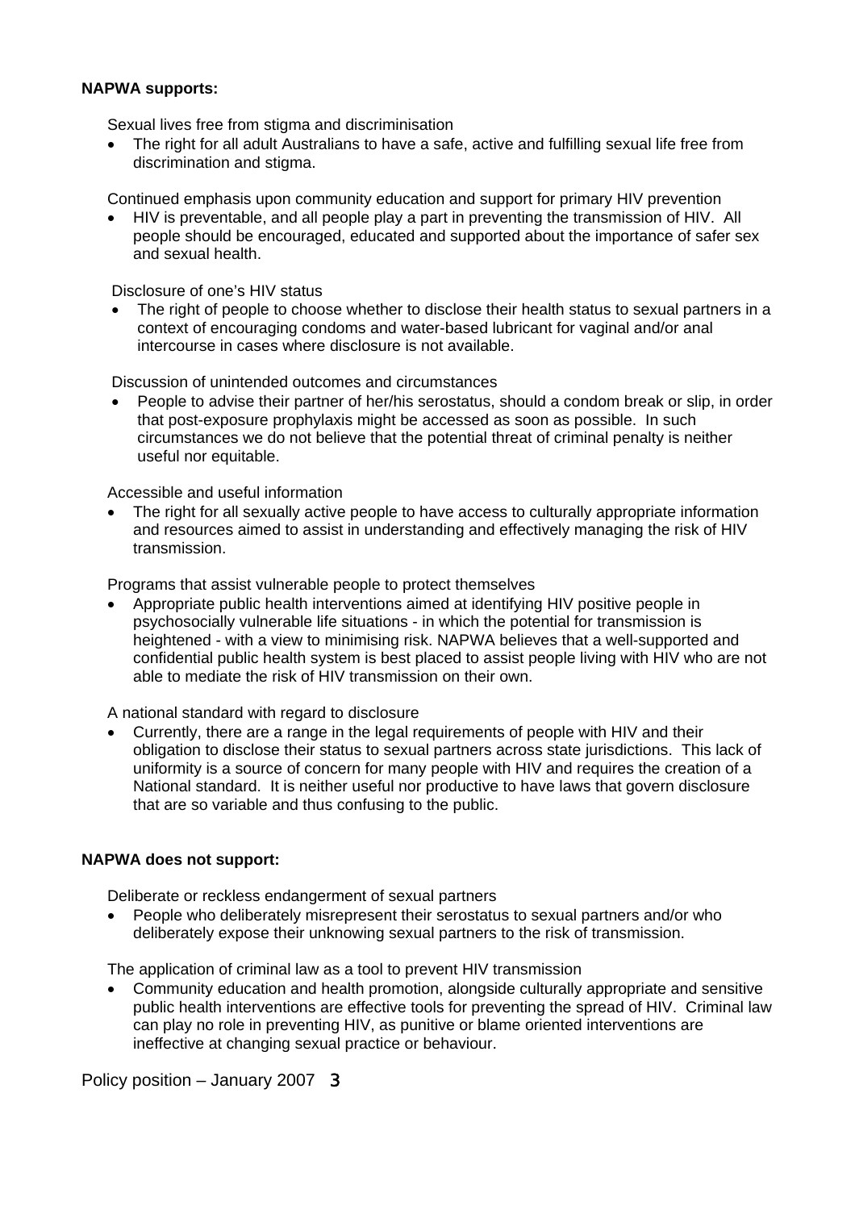**NAPWA supports:**

Sexual lives free from stigma and discriminisation

- The right for all adult Australians to have a safe, active and fulfilling sexual life free from discrimination and stigma.

Continued emphasis upon community education and support for primary HIV prevention

- HIV is preventable, and all people play a part in preventing the transmission of HIV. All people should be encouraged, educated and supported about the importance of safer sex and sexual health.

Disclosure of one's HIV status

- The right of people to choose whether to disclose their health status to sexual partners in a context of encouraging condoms and water-based lubricant for vaginal and/or anal intercourse in cases where disclosure is not available.

Discussion of unintended outcomes and circumstances

- People to advise their partner of her/his serostatus, should a condom break or slip, in order that post-exposure prophylaxis might be accessed as soon as possible. In such circumstances we do not believe that the potential threat of criminal penalty is neither useful nor equitable.

Accessible and useful information

- The right for all sexually active people to have access to culturally appropriate information and resources aimed to assist in understanding and effectively managing the risk of HIV transmission.

Programs that assist vulnerable people to protect themselves

- Appropriate public health interventions aimed at identifying HIV positive people in psychosocially vulnerable life situations - in which the potential for transmission is heightened - with a view to minimising risk. NAPWA believes that a well-supported and confidential public health system is best placed to assist people living with HIV who are not able to mediate the risk of HIV transmission on their own.

A national standard with regard to disclosure

- Currently, there are a range in the legal requirements of people with HIV and their obligation to disclose their status to sexual partners across state jurisdictions. This lack of uniformity is a source of concern for many people with HIV and requires the creation of a National standard. It is neither useful nor productive to have laws that govern disclosure that are so variable and thus confusing to the public.

**NAPWA does not support:**

Deliberate or reckless endangerment of sexual partners

- People who deliberately misrepresent their serostatus to sexual partners and/or who deliberately expose their unknowing sexual partners to the risk of transmission.

The application of criminal law as a tool to prevent HIV transmission

- Community education and health promotion, alongside culturally appropriate and sensitive public health interventions are effective tools for preventing the spread of HIV. Criminal law can play no role in preventing HIV, as punitive or blame oriented interventions are ineffective at changing sexual practice or behaviour.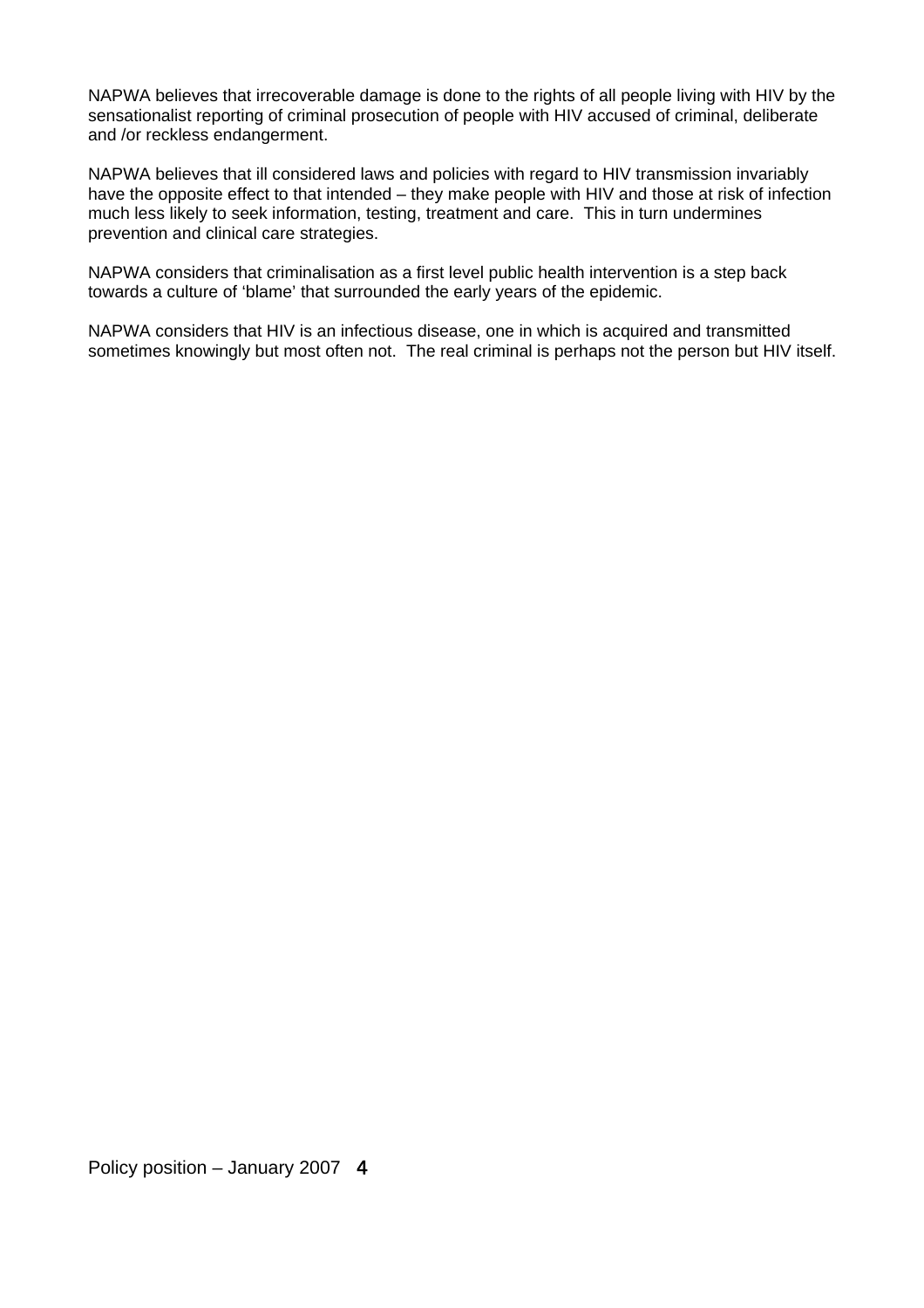NAPWA believes that irrecoverable damage is done to the rights of all people living with HIV by the sensationalist reporting of criminal prosecution of people with HIV accused of criminal, deliberate and /or reckless endangerment.

NAPWA believes that ill considered laws and policies with regard to HIV transmission invariably have the opposite effect to that intended – they make people with HIV and those at risk of infection much less likely to seek information, testing, treatment and care. This in turn undermines prevention and clinical care strategies.

NAPWA considers that criminalisation as a first level public health intervention is a step back towards a culture of 'blame' that surrounded the early years of the epidemic.

NAPWA considers that HIV is an infectious disease, one in which is acquired and transmitted sometimes knowingly but most often not. The real criminal is perhaps not the person but HIV itself.